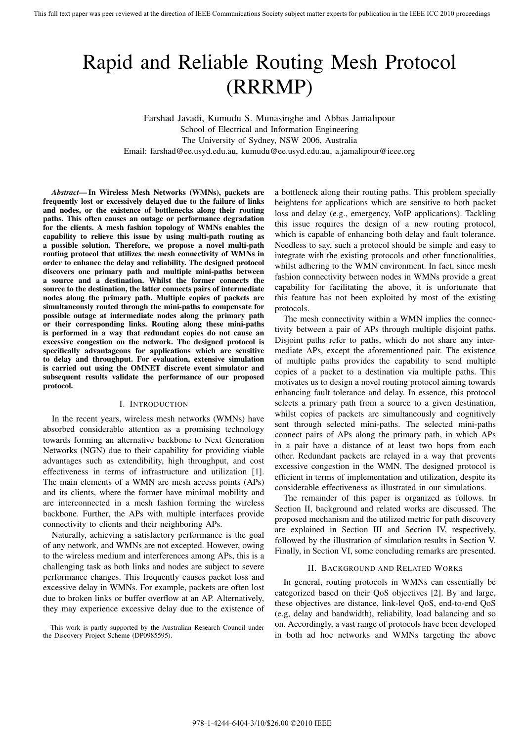# Rapid and Reliable Routing Mesh Protocol (RRRMP)

Farshad Javadi, Kumudu S. Munasinghe and Abbas Jamalipour
School of Electrical and Information Engineering
The University of Sydney, NSW 2006, Australia
Email: farshad@ee.usyd.edu.au, kumudu@ee.usyd.edu.au, a.jamalipour@ieee.org

***Abstract*— In Wireless Mesh Networks (WMNs), packets are frequently lost or excessively delayed due to the failure of links and nodes, or the existence of bottlenecks along their routing paths. This often causes an outage or performance degradation for the clients. A mesh fashion topology of WMNs enables the capability to relieve this issue by using multi-path routing as a possible solution. Therefore, we propose a novel multi-path routing protocol that utilizes the mesh connectivity of WMNs in order to enhance the delay and reliability. The designed protocol discovers one primary path and multiple mini-paths between a source and a destination. Whilst the former connects the source to the destination, the latter connects pairs of intermediate nodes along the primary path. Multiple copies of packets are simultaneously routed through the mini-paths to compensate for possible outage at intermediate nodes along the primary path or their corresponding links. Routing along these mini-paths is performed in a way that redundant copies do not cause an excessive congestion on the network. The designed protocol is specifically advantageous for applications which are sensitive to delay and throughput. For evaluation, extensive simulation is carried out using the OMNET discrete event simulator and subsequent results validate the performance of our proposed protocol.**

## I. Introduction

In the recent years, wireless mesh networks (WMNs) have absorbed considerable attention as a promising technology towards forming an alternative backbone to Next Generation Networks (NGN) due to their capability for providing viable advantages such as extendibility, high throughput, and cost effectiveness in terms of infrastructure and utilization [1]. The main elements of a WMN are mesh access points (APs) and its clients, where the former have minimal mobility and are interconnected in a mesh fashion forming the wireless backbone. Further, the APs with multiple interfaces provide connectivity to clients and their neighboring APs.

Naturally, achieving a satisfactory performance is the goal of any network, and WMNs are not excepted. However, owing to the wireless medium and interferences among APs, this is a challenging task as both links and nodes are subject to severe performance changes. This frequently causes packet loss and excessive delay in WMNs. For example, packets are often lost due to broken links or buffer overflow at an AP. Alternatively, they may experience excessive delay due to the existence of a bottleneck along their routing paths. This problem specially heightens for applications which are sensitive to both packet loss and delay (e.g., emergency, VoIP applications). Tackling this issue requires the design of a new routing protocol, which is capable of enhancing both delay and fault tolerance. Needless to say, such a protocol should be simple and easy to integrate with the existing protocols and other functionalities, whilst adhering to the WMN environment. In fact, since mesh fashion connectivity between nodes in WMNs provide a great capability for facilitating the above, it is unfortunate that this feature has not been exploited by most of the existing protocols.

The mesh connectivity within a WMN implies the connectivity between a pair of APs through multiple disjoint paths. Disjoint paths refer to paths, which do not share any intermediate APs, except the aforementioned pair. The existence of multiple paths provides the capability to send multiple copies of a packet to a destination via multiple paths. This motivates us to design a novel routing protocol aiming towards enhancing fault tolerance and delay. In essence, this protocol selects a primary path from a source to a given destination, whilst copies of packets are simultaneously and cognitively sent through selected mini-paths. The selected mini-paths connect pairs of APs along the primary path, in which APs in a pair have a distance of at least two hops from each other. Redundant packets are relayed in a way that prevents excessive congestion in the WMN. The designed protocol is efficient in terms of implementation and utilization, despite its considerable effectiveness as illustrated in our simulations.

The remainder of this paper is organized as follows. In Section II, background and related works are discussed. The proposed mechanism and the utilized metric for path discovery are explained in Section III and Section IV, respectively, followed by the illustration of simulation results in Section V. Finally, in Section VI, some concluding remarks are presented.

## II. Background and Related Works

In general, routing protocols in WMNs can essentially be categorized based on their QoS objectives [2]. By and large, these objectives are distance, link-level QoS, end-to-end QoS (e.g, delay and bandwidth), reliability, load balancing and so on. Accordingly, a vast range of protocols have been developed in both ad hoc networks and WMNs targeting the above

This work is partly supported by the Australian Research Council under the Discovery Project Scheme (DP0985595).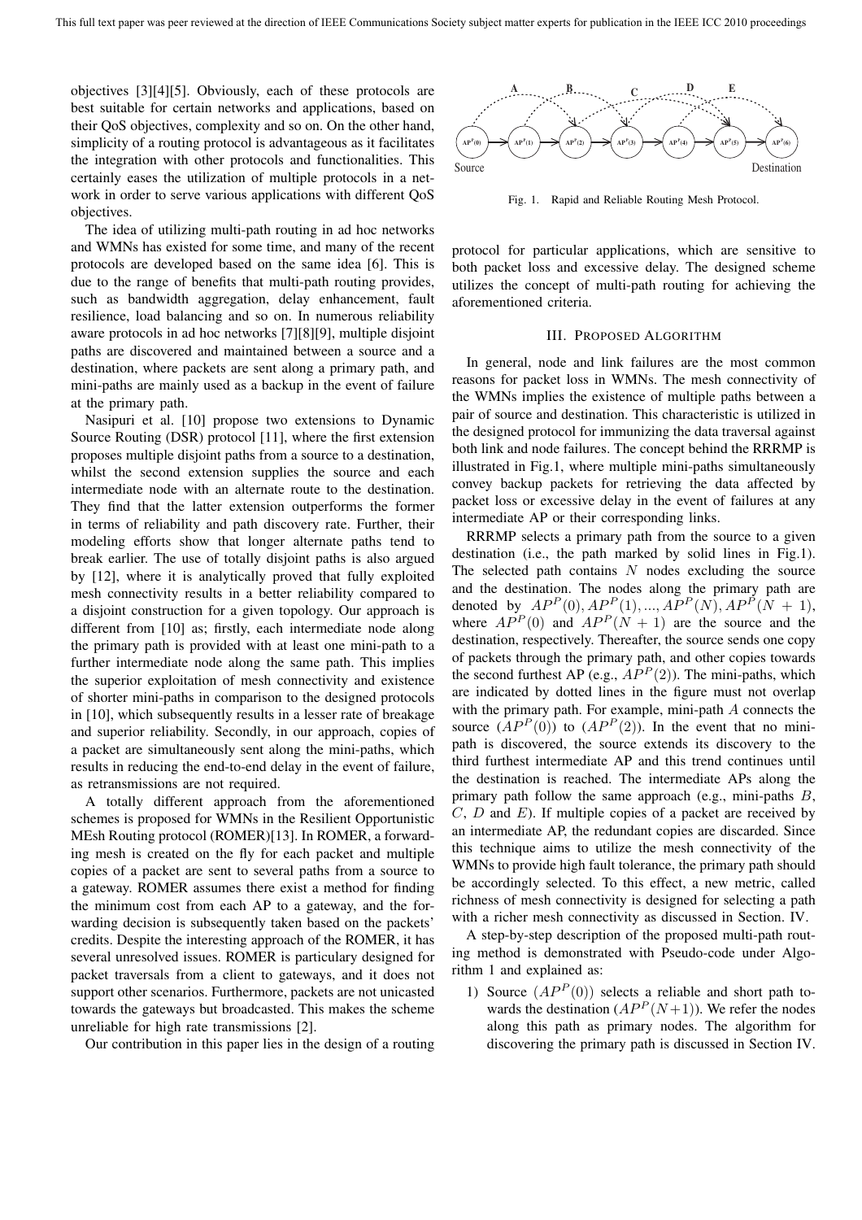objectives [3][4][5]. Obviously, each of these protocols are best suitable for certain networks and applications, based on their QoS objectives, complexity and so on. On the other hand, simplicity of a routing protocol is advantageous as it facilitates the integration with other protocols and functionalities. This certainly eases the utilization of multiple protocols in a network in order to serve various applications with different QoS objectives.

The idea of utilizing multi-path routing in ad hoc networks and WMNs has existed for some time, and many of the recent protocols are developed based on the same idea [6]. This is due to the range of benefits that multi-path routing provides, such as bandwidth aggregation, delay enhancement, fault resilience, load balancing and so on. In numerous reliability aware protocols in ad hoc networks [7][8][9], multiple disjoint paths are discovered and maintained between a source and a destination, where packets are sent along a primary path, and mini-paths are mainly used as a backup in the event of failure at the primary path.

Nasipuri et al. [10] propose two extensions to Dynamic Source Routing (DSR) protocol [11], where the first extension proposes multiple disjoint paths from a source to a destination, whilst the second extension supplies the source and each intermediate node with an alternate route to the destination. They find that the latter extension outperforms the former in terms of reliability and path discovery rate. Further, their modeling efforts show that longer alternate paths tend to break earlier. The use of totally disjoint paths is also argued by [12], where it is analytically proved that fully exploited mesh connectivity results in a better reliability compared to a disjoint construction for a given topology. Our approach is different from [10] as; firstly, each intermediate node along the primary path is provided with at least one mini-path to a further intermediate node along the same path. This implies the superior exploitation of mesh connectivity and existence of shorter mini-paths in comparison to the designed protocols in [10], which subsequently results in a lesser rate of breakage and superior reliability. Secondly, in our approach, copies of a packet are simultaneously sent along the mini-paths, which results in reducing the end-to-end delay in the event of failure, as retransmissions are not required.

A totally different approach from the aforementioned schemes is proposed for WMNs in the Resilient Opportunistic MEsh Routing protocol (ROMER)[13]. In ROMER, a forwarding mesh is created on the fly for each packet and multiple copies of a packet are sent to several paths from a source to a gateway. ROMER assumes there exist a method for finding the minimum cost from each AP to a gateway, and the forwarding decision is subsequently taken based on the packets' credits. Despite the interesting approach of the ROMER, it has several unresolved issues. ROMER is particulary designed for packet traversals from a client to gateways, and it does not support other scenarios. Furthermore, packets are not unicasted towards the gateways but broadcasted. This makes the scheme unreliable for high rate transmissions [2].

Our contribution in this paper lies in the design of a routing protocol for particular applications, which are sensitive to both packet loss and excessive delay. The designed scheme utilizes the concept of multi-path routing for achieving the aforementioned criteria.

Fig. 1. Rapid and Reliable Routing Mesh Protocol.

## III. Proposed Algorithm

In general, node and link failures are the most common reasons for packet loss in WMNs. The mesh connectivity of the WMNs implies the existence of multiple paths between a pair of source and destination. This characteristic is utilized in the designed protocol for immunizing the data traversal against both link and node failures. The concept behind the RRRMP is illustrated in Fig.1, where multiple mini-paths simultaneously convey backup packets for retrieving the data affected by packet loss or excessive delay in the event of failures at any intermediate AP or their corresponding links.

RRRMP selects a primary path from the source to a given destination (i.e., the path marked by solid lines in Fig.1). The selected path contains $N$ nodes excluding the source and the destination. The nodes along the primary path are denoted by $AP^P(0), AP^P(1), ..., AP^P(N), AP^P(N+1)$, where $AP^P(0)$ and $AP^P(N+1)$ are the source and the destination, respectively. Thereafter, the source sends one copy of packets through the primary path, and other copies towards the second furthest AP (e.g., $AP^P(2)$). The mini-paths, which are indicated by dotted lines in the figure must not overlap with the primary path. For example, mini-path $A$ connects the source $(AP^P(0))$ to $(AP^P(2))$. In the event that no mini-path is discovered, the source extends its discovery to the third furthest intermediate AP and this trend continues until the destination is reached. The intermediate APs along the primary path follow the same approach (e.g., mini-paths $B$, $C$, $D$ and $E$). If multiple copies of a packet are received by an intermediate AP, the redundant copies are discarded. Since this technique aims to utilize the mesh connectivity of the WMNs to provide high fault tolerance, the primary path should be accordingly selected. To this effect, a new metric, called richness of mesh connectivity is designed for selecting a path with a richer mesh connectivity as discussed in Section. IV.

A step-by-step description of the proposed multi-path routing method is demonstrated with Pseudo-code under Algorithm 1 and explained as:

1) Source $(AP^P(0))$ selects a reliable and short path towards the destination $(AP^P(N+1))$. We refer the nodes along this path as primary nodes. The algorithm for discovering the primary path is discussed in Section IV.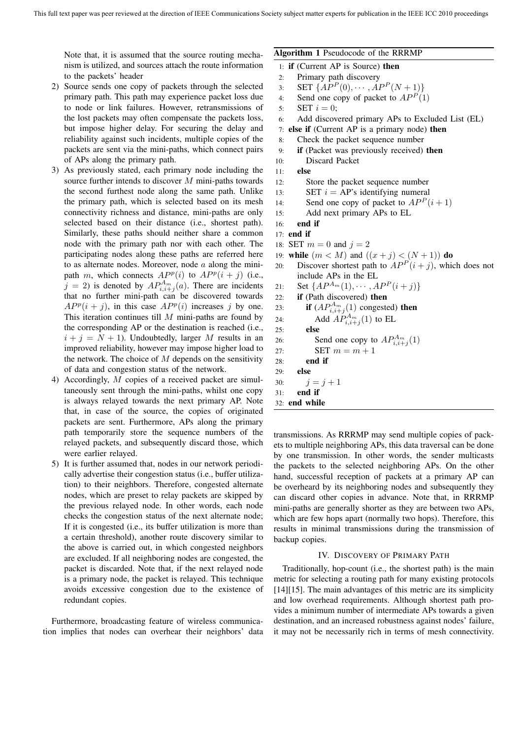Note that, it is assumed that the source routing mechanism is utilized, and sources attach the route information to the packets' header

2) Source sends one copy of packets through the selected primary path. This path may experience packet loss due to node or link failures. However, retransmissions of the lost packets may often compensate the packets loss, but impose higher delay. For securing the delay and reliability against such incidents, multiple copies of the packets are sent via the mini-paths, which connect pairs of APs along the primary path.
3) As previously stated, each primary node including the source further intends to discover $M$ mini-paths towards the second furthest node along the same path. Unlike the primary path, which is selected based on its mesh connectivity richness and distance, mini-paths are only selected based on their distance (i.e., shortest path). Similarly, these paths should neither share a common node with the primary path nor with each other. The participating nodes along these paths are referred here to as alternate nodes. Moreover, node $a$ along the mini-path $m$, which connects $AP^p(i)$ to $AP^p(i+j)$ (i.e., $j = 2$) is denoted by $AP^{A_m}_{i,i+j}(a)$. There are incidents that no further mini-path can be discovered towards $AP^p(i+j)$, in this case $AP^p(i)$ increases $j$ by one. This iteration continues till $M$ mini-paths are found by the corresponding AP or the destination is reached (i.e., $i + j = N + 1$). Undoubtedly, larger $M$ results in an improved reliability, however may impose higher load to the network. The choice of $M$ depends on the sensitivity of data and congestion status of the network.
4) Accordingly, $M$ copies of a received packet are simultaneously sent through the mini-paths, whilst one copy is always relayed towards the next primary AP. Note that, in case of the source, the copies of originated packets are sent. Furthermore, APs along the primary path temporarily store the sequence numbers of the relayed packets, and subsequently discard those, which were earlier relayed.
5) It is further assumed that, nodes in our network periodically advertise their congestion status (i.e., buffer utilization) to their neighbors. Therefore, congested alternate nodes, which are preset to relay packets are skipped by the previous relayed node. In other words, each node checks the congestion status of the next alternate node; If it is congested (i.e., its buffer utilization is more than a certain threshold), another route discovery similar to the above is carried out, in which congested neighbors are excluded. If all neighboring nodes are congested, the packet is discarded. Note that, if the next relayed node is a primary node, the packet is relayed. This technique avoids excessive congestion due to the existence of redundant copies.

Furthermore, broadcasting feature of wireless communication implies that nodes can overhear their neighbors' data transmissions. As RRRMP may send multiple copies of packets to multiple neighboring APs, this data traversal can be done by one transmission. In other words, the sender multicasts the packets to the selected neighboring APs. On the other hand, successful reception of packets at a primary AP can be overheard by its neighboring nodes and subsequently they can discard other copies in advance. Note that, in RRRMP mini-paths are generally shorter as they are between two APs, which are few hops apart (normally two hops). Therefore, this results in minimal transmissions during the transmission of backup copies.

**Algorithm 1** Pseudocode of the RRRMP

```
1:  if (Current AP is Source) then
2:     Primary path discovery
3:     SET {AP^P(0), ..., AP^P(N+1)}
4:     Send one copy of packet to AP^P(1)
5:     SET i = 0;
6:     Add discovered primary APs to Excluded List (EL)
7:  else if (Current AP is a primary node) then
8:     Check the packet sequence number
9:     if (Packet was previously received) then
10:       Discard Packet
11:    else
12:       Store the packet sequence number
13:       SET i = AP's identifying numeral
14:       Send one copy of packet to AP^P(i+1)
15:       Add next primary APs to EL
16:    end if
17: end if
18: SET m = 0 and j = 2
19: while (m < M) and ((x + j) < (N + 1)) do
20:    Discover shortest path to AP^P(i+j), which does not
       include APs in the EL
21:    Set {AP^{A_m}(1), ..., AP^P(i+j)}
22:    if (Path discovered) then
23:       if (AP^{A_m}_{i,i+j}(1) congested) then
24:          Add AP^{A_m}_{i,i+j}(1) to EL
25:       else
26:          Send one copy to AP^{A_m}_{i,i+j}(1)
27:          SET m = m + 1
28:       end if
29:    else
30:       j = j + 1
31:    end if
32: end while
```

## IV. Discovery of Primary Path

Traditionally, hop-count (i.e., the shortest path) is the main metric for selecting a routing path for many existing protocols [14][15]. The main advantages of this metric are its simplicity and low overhead requirements. Although shortest path provides a minimum number of intermediate APs towards a given destination, and an increased robustness against nodes' failure, it may not be necessarily rich in terms of mesh connectivity.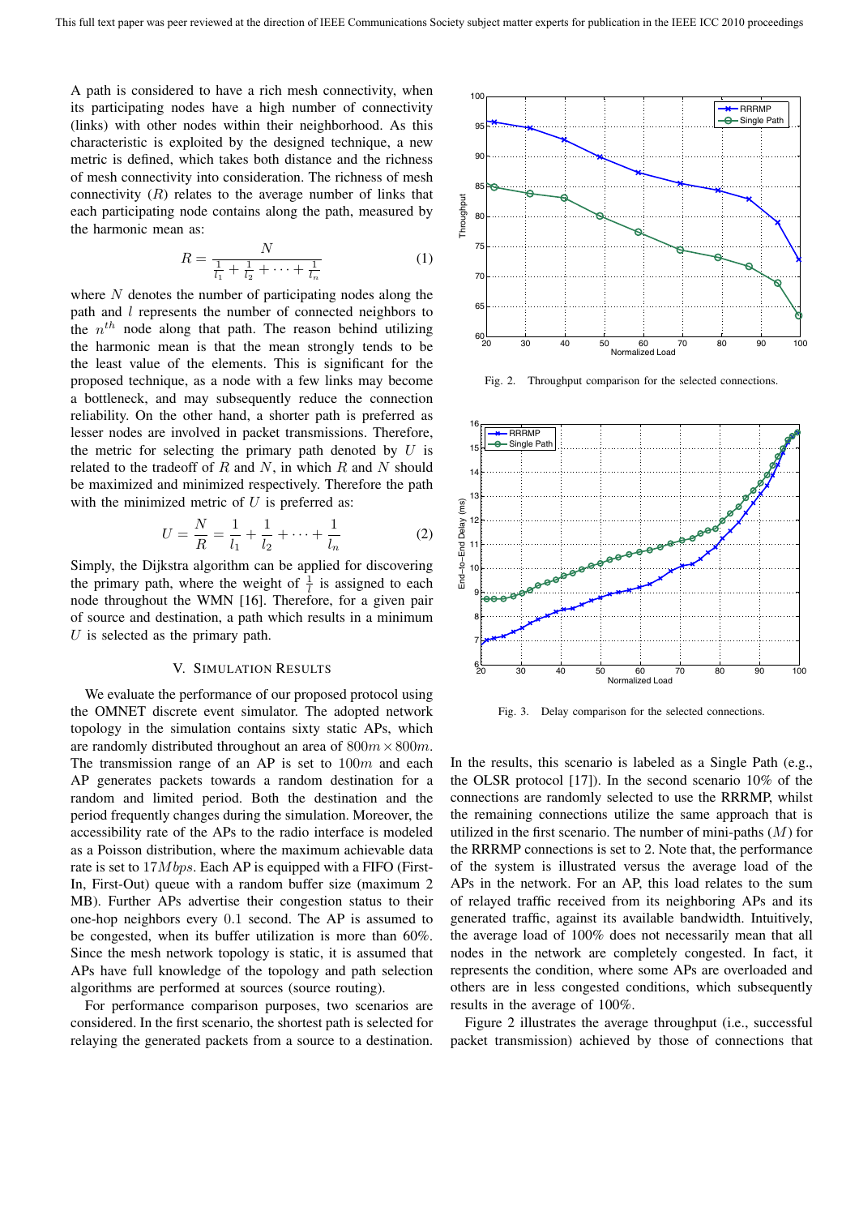A path is considered to have a rich mesh connectivity, when its participating nodes have a high number of connectivity (links) with other nodes within their neighborhood. As this characteristic is exploited by the designed technique, a new metric is defined, which takes both distance and the richness of mesh connectivity into consideration. The richness of mesh connectivity ($R$) relates to the average number of links that each participating node contains along the path, measured by the harmonic mean as:

$$R = \frac{N}{\frac{1}{l_1} + \frac{1}{l_2} + \cdots + \frac{1}{l_n}} \tag{1}$$

where $N$ denotes the number of participating nodes along the path and $l$ represents the number of connected neighbors to the $n^{th}$ node along that path. The reason behind utilizing the harmonic mean is that the mean strongly tends to be the least value of the elements. This is significant for the proposed technique, as a node with a few links may become a bottleneck, and may subsequently reduce the connection reliability. On the other hand, a shorter path is preferred as lesser nodes are involved in packet transmissions. Therefore, the metric for selecting the primary path denoted by $U$ is related to the tradeoff of $R$ and $N$, in which $R$ and $N$ should be maximized and minimized respectively. Therefore the path with the minimized metric of $U$ is preferred as:

$$U = \frac{N}{R} = \frac{1}{l_1} + \frac{1}{l_2} + \cdots + \frac{1}{l_n} \tag{2}$$

Simply, the Dijkstra algorithm can be applied for discovering the primary path, where the weight of $\frac{1}{l}$ is assigned to each node throughout the WMN [16]. Therefore, for a given pair of source and destination, a path which results in a minimum $U$ is selected as the primary path.

## V. Simulation Results

We evaluate the performance of our proposed protocol using the OMNET discrete event simulator. The adopted network topology in the simulation contains sixty static APs, which are randomly distributed throughout an area of $800m \times 800m$. The transmission range of an AP is set to $100m$ and each AP generates packets towards a random destination for a random and limited period. Both the destination and the period frequently changes during the simulation. Moreover, the accessibility rate of the APs to the radio interface is modeled as a Poisson distribution, where the maximum achievable data rate is set to $17Mbps$. Each AP is equipped with a FIFO (First-In, First-Out) queue with a random buffer size (maximum 2 MB). Further APs advertise their congestion status to their one-hop neighbors every $0.1$ second. The AP is assumed to be congested, when its buffer utilization is more than 60%. Since the mesh network topology is static, it is assumed that APs have full knowledge of the topology and path selection algorithms are performed at sources (source routing).

For performance comparison purposes, two scenarios are considered. In the first scenario, the shortest path is selected for relaying the generated packets from a source to a destination. In the results, this scenario is labeled as a Single Path (e.g., the OLSR protocol [17]). In the second scenario 10% of the connections are randomly selected to use the RRRMP, whilst the remaining connections utilize the same approach that is utilized in the first scenario. The number of mini-paths ($M$) for the RRRMP connections is set to 2. Note that, the performance of the system is illustrated versus the average load of the APs in the network. For an AP, this load relates to the sum of relayed traffic received from its neighboring APs and its generated traffic, against its available bandwidth. Intuitively, the average load of 100% does not necessarily mean that all nodes in the network are completely congested. In fact, it represents the condition, where some APs are overloaded and others are in less congested conditions, which subsequently results in the average of 100%.

Fig. 2. Throughput comparison for the selected connections.

Fig. 3. Delay comparison for the selected connections.

Figure 2 illustrates the average throughput (i.e., successful packet transmission) achieved by those of connections that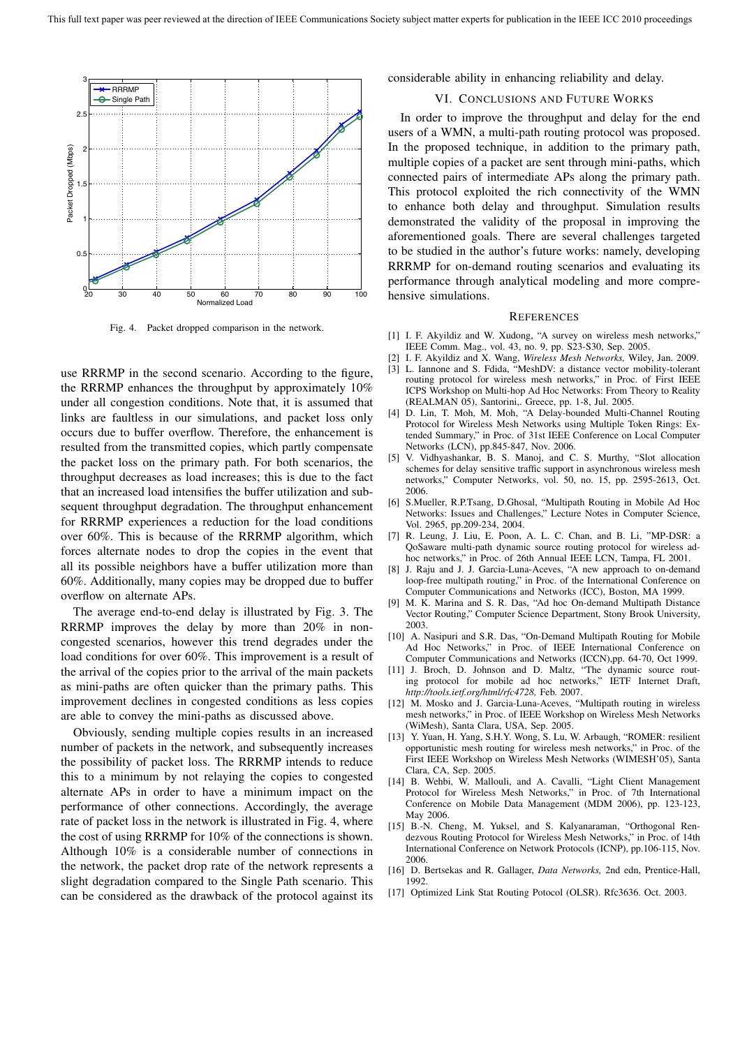3

RRRMP

Single Path

2.5

2

1.5

1

0.5

0

Packet Dropped (Mbps)

20 30 40 50 60 70 80 90 100

Normalized Load

Fig. 4. Packet dropped comparison in the network.

use RRRMP in the second scenario. According to the figure, the RRRMP enhances the throughput by approximately 10% under all congestion conditions. Note that, it is assumed that links are faultless in our simulations, and packet loss only occurs due to buffer overflow. Therefore, the enhancement is resulted from the transmitted copies, which partly compensate the packet loss on the primary path. For both scenarios, the throughput decreases as load increases; this is due to the fact that an increased load intensifies the buffer utilization and subsequent throughput degradation. The throughput enhancement for RRRMP experiences a reduction for the load conditions over 60%. This is because of the RRRMP algorithm, which forces alternate nodes to drop the copies in the event that all its possible neighbors have a buffer utilization more than 60%. Additionally, many copies may be dropped due to buffer overflow on alternate APs.

The average end-to-end delay is illustrated by Fig. 3. The RRRMP improves the delay by more than 20% in non-congested scenarios, however this trend degrades under the load conditions for over 60%. This improvement is a result of the arrival of the copies prior to the arrival of the main packets as mini-paths are often quicker than the primary paths. This improvement declines in congested conditions as less copies are able to convey the mini-paths as discussed above.

Obviously, sending multiple copies results in an increased number of packets in the network, and subsequently increases the possibility of packet loss. The RRRMP intends to reduce this to a minimum by not relaying the copies to congested alternate APs in order to have a minimum impact on the performance of other connections. Accordingly, the average rate of packet loss in the network is illustrated in Fig. 4, where the cost of using RRRMP for 10% of the connections is shown. Although 10% is a considerable number of connections in the network, the packet drop rate of the network represents a slight degradation compared to the Single Path scenario. This can be considered as the drawback of the protocol against its considerable ability in enhancing reliability and delay.

## VI. Conclusions and Future Works

In order to improve the throughput and delay for the end users of a WMN, a multi-path routing protocol was proposed. In the proposed technique, in addition to the primary path, multiple copies of a packet are sent through mini-paths, which connected pairs of intermediate APs along the primary path. This protocol exploited the rich connectivity of the WMN to enhance both delay and throughput. Simulation results demonstrated the validity of the proposal in improving the aforementioned goals. There are several challenges targeted to be studied in the author's future works: namely, developing RRRMP for on-demand routing scenarios and evaluating its performance through analytical modeling and more comprehensive simulations.

## References

[1] I. F. Akyildiz and W. Xudong, "A survey on wireless mesh networks," IEEE Comm. Mag., vol. 43, no. 9, pp. S23-S30, Sep. 2005.

[2] I. F. Akyildiz and X. Wang, *Wireless Mesh Networks,* Wiley, Jan. 2009.

[3] L. Iannone and S. Fdida, "MeshDV: a distance vector mobility-tolerant routing protocol for wireless mesh networks," in Proc. of First IEEE ICPS Workshop on Multi-hop Ad Hoc Networks: From Theory to Reality (REALMAN 05), Santorini,. Greece, pp. 1-8, Jul. 2005.

[4] D. Lin, T. Moh, M. Moh, "A Delay-bounded Multi-Channel Routing Protocol for Wireless Mesh Networks using Multiple Token Rings: Extended Summary," in Proc. of 31st IEEE Conference on Local Computer Networks (LCN), pp.845-847, Nov. 2006.

[5] V. Vidhyashankar, B. S. Manoj, and C. S. Murthy, "Slot allocation schemes for delay sensitive traffic support in asynchronous wireless mesh networks," Computer Networks, vol. 50, no. 15, pp. 2595-2613, Oct. 2006.

[6] S.Mueller, R.P.Tsang, D.Ghosal, "Multipath Routing in Mobile Ad Hoc Networks: Issues and Challenges," Lecture Notes in Computer Science, Vol. 2965, pp.209-234, 2004.

[7] R. Leung, J. Liu, E. Poon, A. L. C. Chan, and B. Li, "MP-DSR: a QoSaware multi-path dynamic source routing protocol for wireless ad-hoc networks," in Proc. of 26th Annual IEEE LCN, Tampa, FL 2001.

[8] J. Raju and J. J. Garcia-Luna-Aceves, "A new approach to on-demand loop-free multipath routing," in Proc. of the International Conference on Computer Communications and Networks (ICC), Boston, MA 1999.

[9] M. K. Marina and S. R. Das, "Ad hoc On-demand Multipath Distance Vector Routing," Computer Science Department, Stony Brook University, 2003.

[10] A. Nasipuri and S.R. Das, "On-Demand Multipath Routing for Mobile Ad Hoc Networks," in Proc. of IEEE International Conference on Computer Communications and Networks (ICCN),pp. 64-70, Oct 1999.

[11] J. Broch, D. Johnson and D. Maltz, "The dynamic source routing protocol for mobile ad hoc networks," IETF Internet Draft, *http://tools.ietf.org/html/rfc4728,* Feb. 2007.

[12] M. Mosko and J. Garcia-Luna-Aceves, "Multipath routing in wireless mesh networks," in Proc. of IEEE Workshop on Wireless Mesh Networks (WiMesh), Santa Clara, USA, Sep. 2005.

[13] Y. Yuan, H. Yang, S.H.Y. Wong, S. Lu, W. Arbaugh, "ROMER: resilient opportunistic mesh routing for wireless mesh networks," in Proc. of the First IEEE Workshop on Wireless Mesh Networks (WIMESH'05), Santa Clara, CA, Sep. 2005.

[14] B. Wehbi, W. Mallouli, and A. Cavalli, "Light Client Management Protocol for Wireless Mesh Networks," in Proc. of 7th International Conference on Mobile Data Management (MDM 2006), pp. 123-123, May 2006.

[15] B.-N. Cheng, M. Yuksel, and S. Kalyanaraman, "Orthogonal Rendezvous Routing Protocol for Wireless Mesh Networks," in Proc. of 14th International Conference on Network Protocols (ICNP), pp.106-115, Nov. 2006.

[16] D. Bertsekas and R. Gallager, *Data Networks,* 2nd edn, Prentice-Hall, 1992.

[17] Optimized Link Stat Routing Potocol (OLSR). Rfc3636. Oct. 2003.